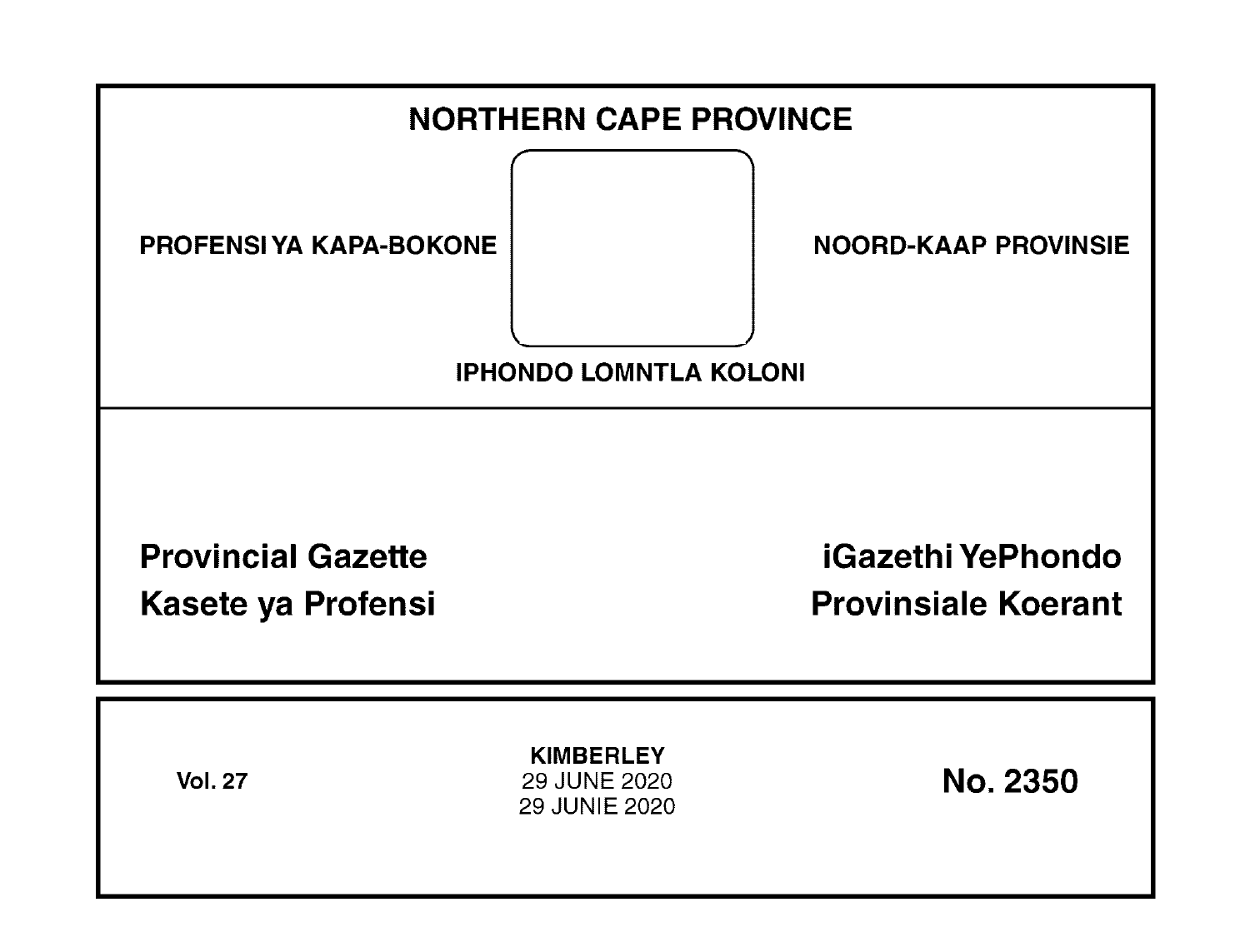# NORTHERN CAPE PROVINCE

PROFENSI YA KAPA-BOKONE

NOORD-KAAP PROVINSIE

IPHONDO LOMNTLA KOLONI

**Provincial Gazette**
**Kasete ya Profensi**

**iGazethi YePhondo**
**Provinsiale Koerant**

**Vol. 27**

**KIMBERLEY**
29 JUNE 2020
29 JUNIE 2020

**No. 2350**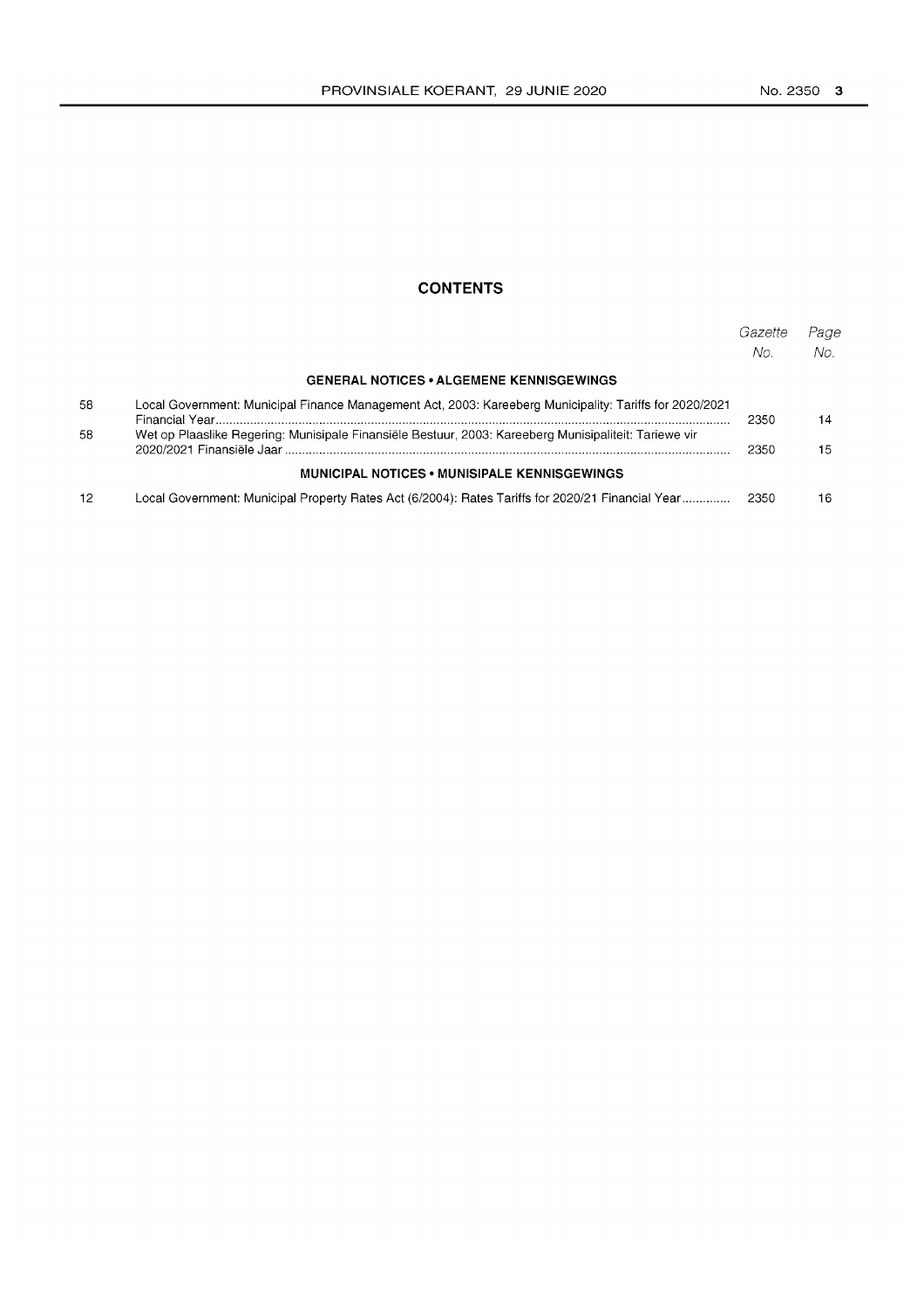## CONTENTS

| | | Gazette No. | Page No. |
|---|---|---|---|
| | **GENERAL NOTICES • ALGEMENE KENNISGEWINGS** | | |
| 58 | Local Government: Municipal Finance Management Act, 2003: Kareeberg Municipality: Tariffs for 2020/2021 Financial Year | 2350 | 14 |
| 58 | Wet op Plaaslike Regering: Munisipale Finansiële Bestuur, 2003: Kareeberg Munisipaliteit: Tariewe vir 2020/2021 Finansiële Jaar | 2350 | 15 |
| | **MUNICIPAL NOTICES • MUNISIPALE KENNISGEWINGS** | | |
| 12 | Local Government: Municipal Property Rates Act (6/2004): Rates Tariffs for 2020/21 Financial Year | 2350 | 16 |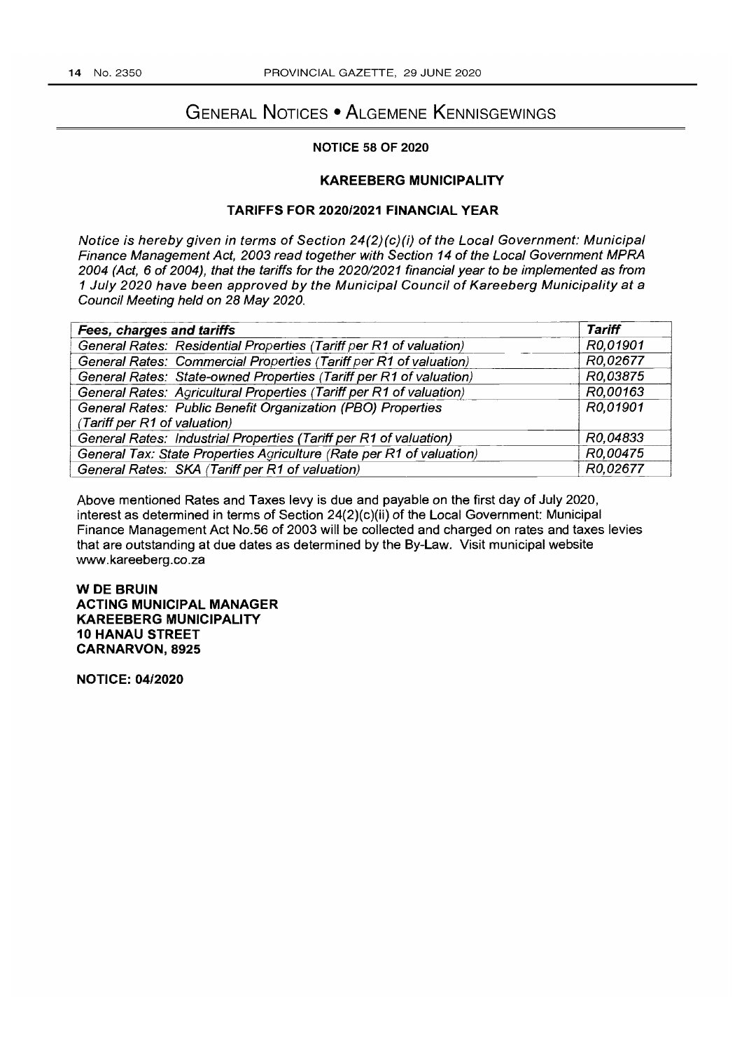# General Notices • Algemene Kennisgewings

## NOTICE 58 OF 2020

## KAREEBERG MUNICIPALITY

### TARIFFS FOR 2020/2021 FINANCIAL YEAR

*Notice is hereby given in terms of Section 24(2)(c)(i) of the Local Government: Municipal Finance Management Act, 2003 read together with Section 14 of the Local Government MPRA 2004 (Act, 6 of 2004), that the tariffs for the 2020/2021 financial year to be implemented as from 1 July 2020 have been approved by the Municipal Council of Kareeberg Municipality at a Council Meeting held on 28 May 2020.*

| ***Fees, charges and tariffs*** | ***Tariff*** |
|---|---|
| *General Rates: Residential Properties (Tariff per R1 of valuation)* | *R0,01901* |
| *General Rates: Commercial Properties (Tariff per R1 of valuation)* | *R0,02677* |
| *General Rates: State-owned Properties (Tariff per R1 of valuation)* | *R0,03875* |
| *General Rates: Agricultural Properties (Tariff per R1 of valuation)* | *R0,00163* |
| *General Rates: Public Benefit Organization (PBO) Properties (Tariff per R1 of valuation)* | *R0,01901* |
| *General Rates: Industrial Properties (Tariff per R1 of valuation)* | *R0,04833* |
| *General Tax: State Properties Agriculture (Rate per R1 of valuation)* | *R0,00475* |
| *General Rates: SKA (Tariff per R1 of valuation)* | *R0,02677* |

Above mentioned Rates and Taxes levy is due and payable on the first day of July 2020, interest as determined in terms of Section 24(2)(c)(ii) of the Local Government: Municipal Finance Management Act No.56 of 2003 will be collected and charged on rates and taxes levies that are outstanding at due dates as determined by the By-Law. Visit municipal website www.kareeberg.co.za

**W DE BRUIN**
**ACTING MUNICIPAL MANAGER**
**KAREEBERG MUNICIPALITY**
**10 HANAU STREET**
**CARNARVON, 8925**

**NOTICE: 04/2020**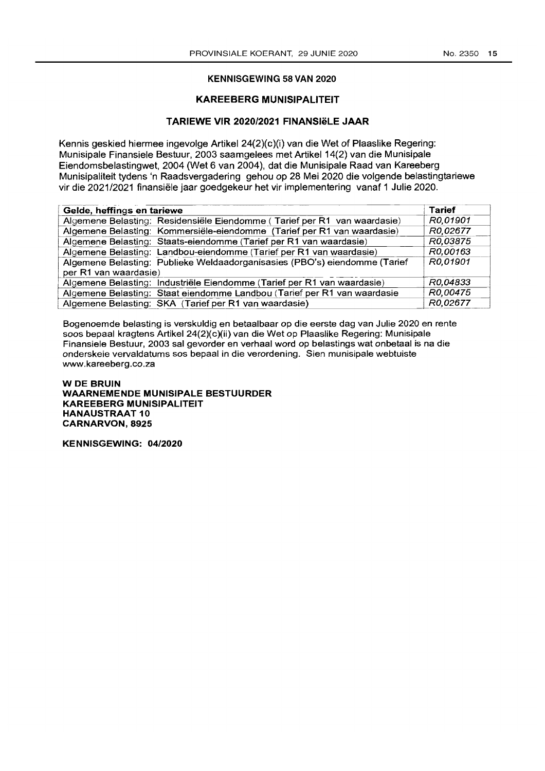## KENNISGEWING 58 VAN 2020

## KAREEBERG MUNISIPALITEIT

## TARIEWE VIR 2020/2021 FINANSIëLE JAAR

Kennis geskied hiermee ingevolge Artikel 24(2)(c)(i) van die Wet of Plaaslike Regering: Munisipale Finansiele Bestuur, 2003 saamgelees met Artikel 14(2) van die Munisipale Eiendomsbelastingwet, 2004 (Wet 6 van 2004), dat die Munisipale Raad van Kareeberg Munisipaliteit tydens 'n Raadsvergadering gehou op 28 Mei 2020 die volgende belastingtariewe vir die 2021/2021 finansiële jaar goedgekeur het vir implementering vanaf 1 Julie 2020.

| Gelde, heffings en tariewe | Tarief |
|---|---|
| Algemene Belasting: Residensiële Eiendomme ( Tarief per R1 van waardasie) | *R0,01901* |
| Algemene Belasting: Kommersiële-eiendomme (Tarief per R1 van waardasie) | *R0,02677* |
| Algemene Belasting: Staats-eiendomme (Tarief per R1 van waardasie) | *R0,03875* |
| Algemene Belasting: Landbou-eiendomme (Tarief per R1 van waardasie) | *R0,00163* |
| Algemene Belasting: Publieke Weldaadorganisasies (PBO's) eiendomme (Tarief per R1 van waardasie) | *R0,01901* |
| Algemene Belasting: Industriële Eiendomme (Tarief per R1 van waardasie) | *R0,04833* |
| Algemene Belasting: Staat eiendomme Landbou (Tarief per R1 van waardasie | *R0,00475* |
| Algemene Belasting: SKA (Tarief per R1 van waardasie) | *R0,02677* |

Bogenoemde belasting is verskuldig en betaalbaar op die eerste dag van Julie 2020 en rente soos bepaal kragtens Artikel 24(2)(c)(ii) van die Wet op Plaaslike Regering: Munisipale Finansiele Bestuur, 2003 sal gevorder en verhaal word op belastings wat onbetaal is na die onderskeie vervaldatums sos bepaal in die verordening. Sien munisipale webtuiste www.kareeberg.co.za

**W DE BRUIN**
**WAARNEMENDE MUNISIPALE BESTUURDER**
**KAREEBERG MUNISIPALITEIT**
**HANAUSTRAAT 10**
**CARNARVON, 8925**

**KENNISGEWING: 04/2020**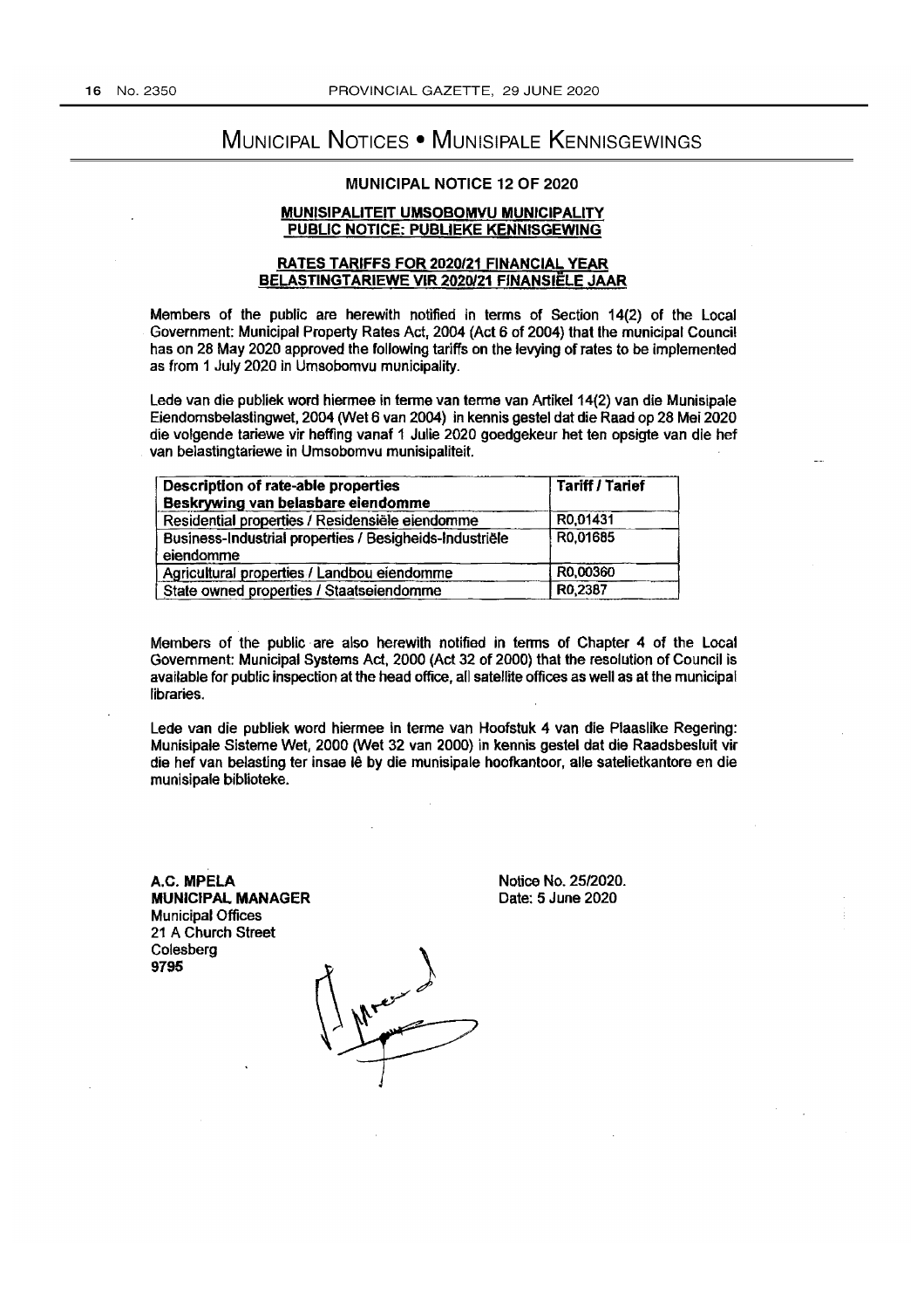# MUNICIPAL NOTICES • MUNISIPALE KENNISGEWINGS

## MUNICIPAL NOTICE 12 OF 2020

### MUNISIPALITEIT UMSOBOMVU MUNICIPALITY
### PUBLIC NOTICE: PUBLIEKE KENNISGEWING

### RATES TARIFFS FOR 2020/21 FINANCIAL YEAR
### BELASTINGTARIEWE VIR 2020/21 FINANSIËLE JAAR

Members of the public are herewith notified in terms of Section 14(2) of the Local Government: Municipal Property Rates Act, 2004 (Act 6 of 2004) that the municipal Council has on 28 May 2020 approved the following tariffs on the levying of rates to be implemented as from 1 July 2020 in Umsobomvu municipality.

Lede van die publiek word hiermee in terme van terme van Artikel 14(2) van die Munisipale Eiendomsbelastingwet, 2004 (Wet 6 van 2004) in kennis gestel dat die Raad op 28 Mei 2020 die volgende tariewe vir heffing vanaf 1 Julie 2020 goedgekeur het ten opsigte van die hef van belastingtariewe in Umsobomvu munisipaliteit.

| **Description of rate-able properties**<br>**Beskrywing van belasbare eiendomme** | **Tariff / Tarief** |
|---|---|
| Residential properties / Residensiële eiendomme | R0,01431 |
| Business-Industrial properties / Besigheids-Industriële eiendomme | R0,01685 |
| Agricultural properties / Landbou eiendomme | R0,00360 |
| State owned properties / Staatseiendomme | R0,2387 |

Members of the public are also herewith notified in terms of Chapter 4 of the Local Government: Municipal Systems Act, 2000 (Act 32 of 2000) that the resolution of Council is available for public inspection at the head office, all satellite offices as well as at the municipal libraries.

Lede van die publiek word hiermee in terme van Hoofstuk 4 van die Plaaslike Regering: Munisipale Sisteme Wet, 2000 (Wet 32 van 2000) in kennis gestel dat die Raadsbesluit vir die hef van belasting ter insae lê by die munisipale hoofkantoor, alle satelietkantore en die munisipale biblioteke.

**A.C. MPELA**
**MUNICIPAL MANAGER**
Municipal Offices
21 A Church Street
Colesberg
**9795**

Notice No. 25/2020.
Date: 5 June 2020